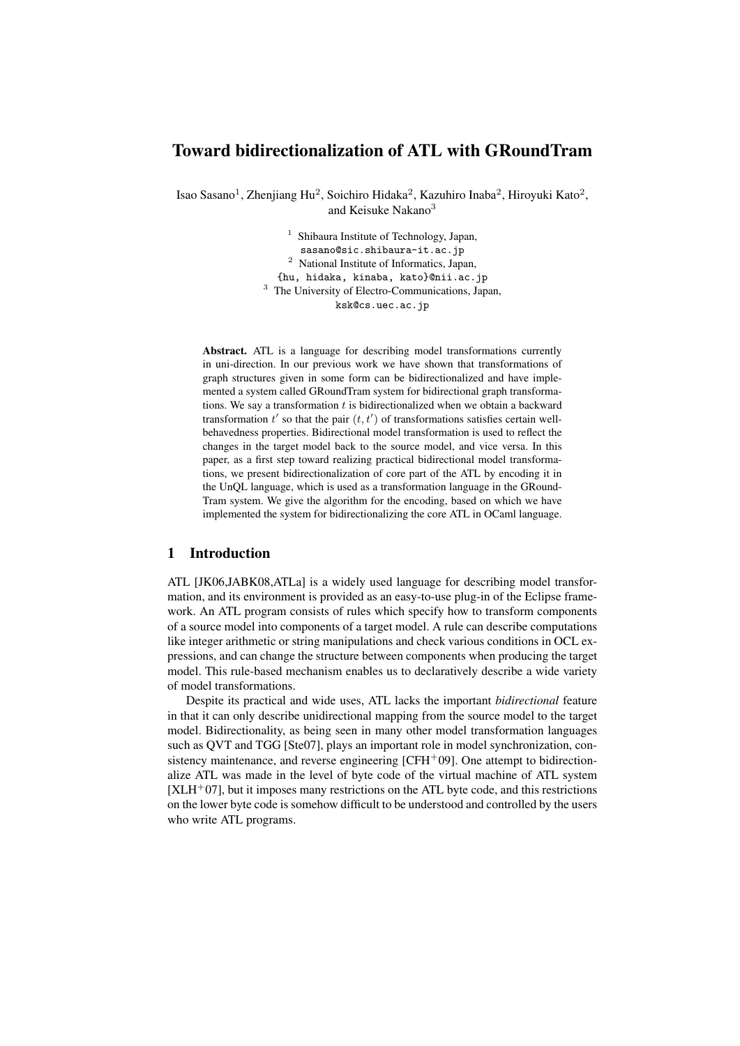# Toward bidirectionalization of ATL with GRoundTram

Isao Sasano[1], Zhenjiang Hu[2], Soichiro Hidaka[2], Kazuhiro Inaba[2], Hiroyuki Kato[2], and Keisuke Nakano[3]

[1] Shibaura Institute of Technology, Japan,
sasano@sic.shibaura-it.ac.jp
[2] National Institute of Informatics, Japan,
{hu, hidaka, kinaba, kato}@nii.ac.jp
[3] The University of Electro-Communications, Japan,
ksk@cs.uec.ac.jp

**Abstract.** ATL is a language for describing model transformations currently in uni-direction. In our previous work we have shown that transformations of graph structures given in some form can be bidirectionalized and have implemented a system called GRoundTram system for bidirectional graph transformations. We say a transformation $t$ is bidirectionalized when we obtain a backward transformation $t'$ so that the pair $(t, t')$ of transformations satisfies certain well-behavedness properties. Bidirectional model transformation is used to reflect the changes in the target model back to the source model, and vice versa. In this paper, as a first step toward realizing practical bidirectional model transformations, we present bidirectionalization of core part of the ATL by encoding it in the UnQL language, which is used as a transformation language in the GRoundTram system. We give the algorithm for the encoding, based on which we have implemented the system for bidirectionalizing the core ATL in OCaml language.

## 1 Introduction

ATL [JK06,JABK08,ATLa] is a widely used language for describing model transformation, and its environment is provided as an easy-to-use plug-in of the Eclipse framework. An ATL program consists of rules which specify how to transform components of a source model into components of a target model. A rule can describe computations like integer arithmetic or string manipulations and check various conditions in OCL expressions, and can change the structure between components when producing the target model. This rule-based mechanism enables us to declaratively describe a wide variety of model transformations.

Despite its practical and wide uses, ATL lacks the important *bidirectional* feature in that it can only describe unidirectional mapping from the source model to the target model. Bidirectionality, as being seen in many other model transformation languages such as QVT and TGG [Ste07], plays an important role in model synchronization, consistency maintenance, and reverse engineering [CFH$^+$09]. One attempt to bidirectionalize ATL was made in the level of byte code of the virtual machine of ATL system [XLH$^+$07], but it imposes many restrictions on the ATL byte code, and this restrictions on the lower byte code is somehow difficult to be understood and controlled by the users who write ATL programs.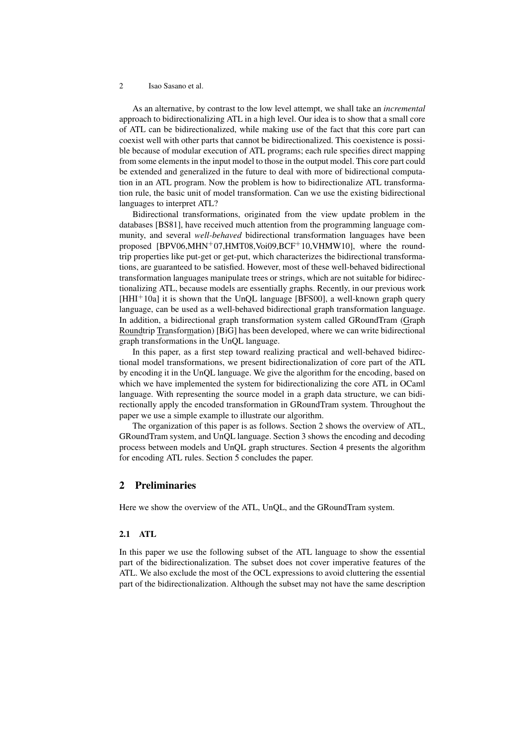As an alternative, by contrast to the low level attempt, we shall take an *incremental* approach to bidirectionalizing ATL in a high level. Our idea is to show that a small core of ATL can be bidirectionalized, while making use of the fact that this core part can coexist well with other parts that cannot be bidirectionalized. This coexistence is possible because of modular execution of ATL programs; each rule specifies direct mapping from some elements in the input model to those in the output model. This core part could be extended and generalized in the future to deal with more of bidirectional computation in an ATL program. Now the problem is how to bidirectionalize ATL transformation rule, the basic unit of model transformation. Can we use the existing bidirectional languages to interpret ATL?

Bidirectional transformations, originated from the view update problem in the databases [BS81], have received much attention from the programming language community, and several *well-behaved* bidirectional transformation languages have been proposed [BPV06,MHN$^+$07,HMT08,Voi09,BCF$^+$10,VHMW10], where the round-trip properties like put-get or get-put, which characterizes the bidirectional transformations, are guaranteed to be satisfied. However, most of these well-behaved bidirectional transformation languages manipulate trees or strings, which are not suitable for bidirectionalizing ATL, because models are essentially graphs. Recently, in our previous work [HHI$^+$10a] it is shown that the UnQL language [BFS00], a well-known graph query language, can be used as a well-behaved bidirectional graph transformation language. In addition, a bidirectional graph transformation system called GRoundTram (Graph Roundtrip Transformation) [BiG] has been developed, where we can write bidirectional graph transformations in the UnQL language.

In this paper, as a first step toward realizing practical and well-behaved bidirectional model transformations, we present bidirectionalization of core part of the ATL by encoding it in the UnQL language. We give the algorithm for the encoding, based on which we have implemented the system for bidirectionalizing the core ATL in OCaml language. With representing the source model in a graph data structure, we can bidirectionally apply the encoded transformation in GRoundTram system. Throughout the paper we use a simple example to illustrate our algorithm.

The organization of this paper is as follows. Section 2 shows the overview of ATL, GRoundTram system, and UnQL language. Section 3 shows the encoding and decoding process between models and UnQL graph structures. Section 4 presents the algorithm for encoding ATL rules. Section 5 concludes the paper.

## 2 Preliminaries

Here we show the overview of the ATL, UnQL, and the GRoundTram system.

### 2.1 ATL

In this paper we use the following subset of the ATL language to show the essential part of the bidirectionalization. The subset does not cover imperative features of the ATL. We also exclude the most of the OCL expressions to avoid cluttering the essential part of the bidirectionalization. Although the subset may not have the same description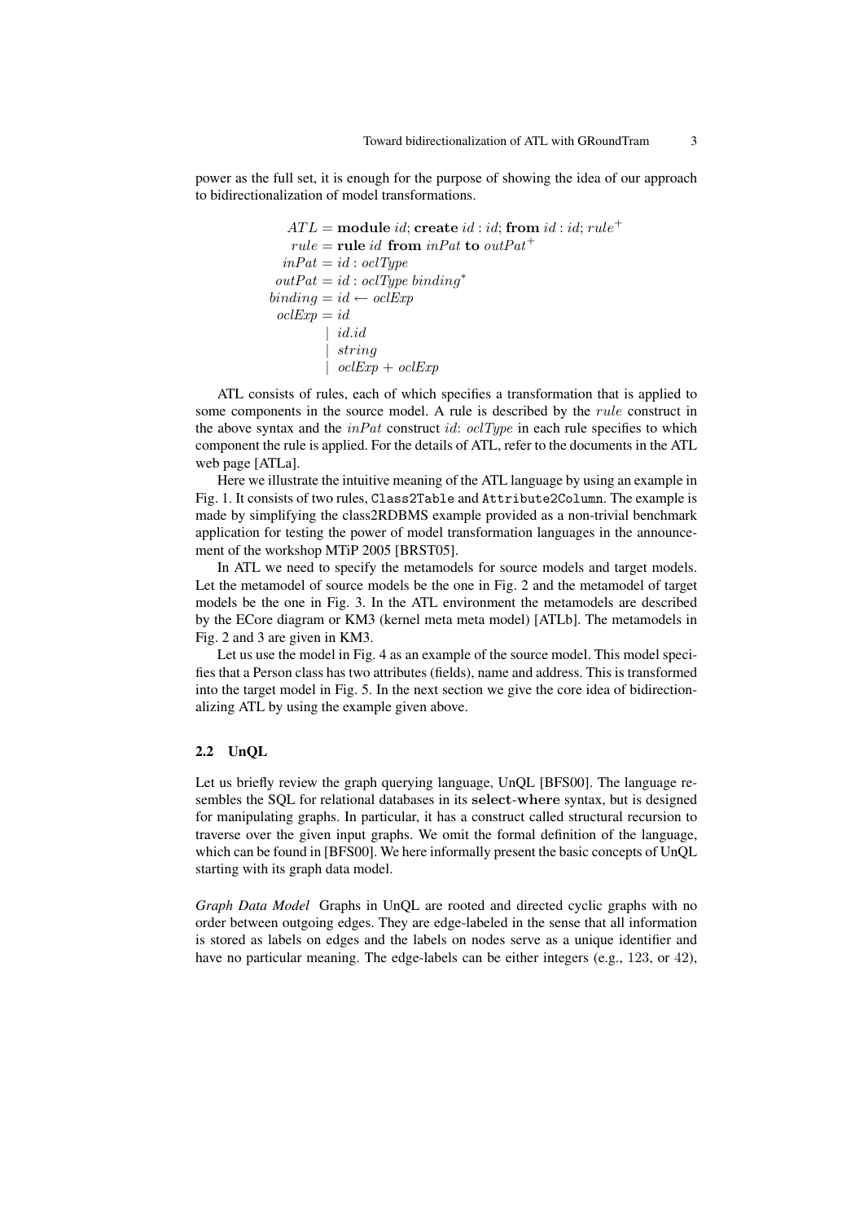power as the full set, it is enough for the purpose of showing the idea of our approach to bidirectionalization of model transformations.

$$
\begin{aligned}
ATL &= \textbf{module}\ id;\ \textbf{create}\ id : id;\ \textbf{from}\ id : id;\ rule^{+} \\
rule &= \textbf{rule}\ id\ \textbf{from}\ inPat\ \textbf{to}\ outPat^{+} \\
inPat &= id : oclType \\
outPat &= id : oclType\ binding^{*} \\
binding &= id \leftarrow oclExp \\
oclExp &= id \\
&\quad \mid\ id.id \\
&\quad \mid\ string \\
&\quad \mid\ oclExp + oclExp
\end{aligned}
$$

ATL consists of rules, each of which specifies a transformation that is applied to some components in the source model. A rule is described by the $rule$ construct in the above syntax and the $inPat$ construct $id$: $oclType$ in each rule specifies to which component the rule is applied. For the details of ATL, refer to the documents in the ATL web page [ATLa].

Here we illustrate the intuitive meaning of the ATL language by using an example in Fig. 1. It consists of two rules, `Class2Table` and `Attribute2Column`. The example is made by simplifying the class2RDBMS example provided as a non-trivial benchmark application for testing the power of model transformation languages in the announcement of the workshop MTiP 2005 [BRST05].

In ATL we need to specify the metamodels for source models and target models. Let the metamodel of source models be the one in Fig. 2 and the metamodel of target models be the one in Fig. 3. In the ATL environment the metamodels are described by the ECore diagram or KM3 (kernel meta meta model) [ATLb]. The metamodels in Fig. 2 and 3 are given in KM3.

Let us use the model in Fig. 4 as an example of the source model. This model specifies that a Person class has two attributes (fields), name and address. This is transformed into the target model in Fig. 5. In the next section we give the core idea of bidirectionalizing ATL by using the example given above.

### 2.2 UnQL

Let us briefly review the graph querying language, UnQL [BFS00]. The language resembles the SQL for relational databases in its **select**-**where** syntax, but is designed for manipulating graphs. In particular, it has a construct called structural recursion to traverse over the given input graphs. We omit the formal definition of the language, which can be found in [BFS00]. We here informally present the basic concepts of UnQL starting with its graph data model.

*Graph Data Model* Graphs in UnQL are rooted and directed cyclic graphs with no order between outgoing edges. They are edge-labeled in the sense that all information is stored as labels on edges and the labels on nodes serve as a unique identifier and have no particular meaning. The edge-labels can be either integers (e.g., $123$, or $42$),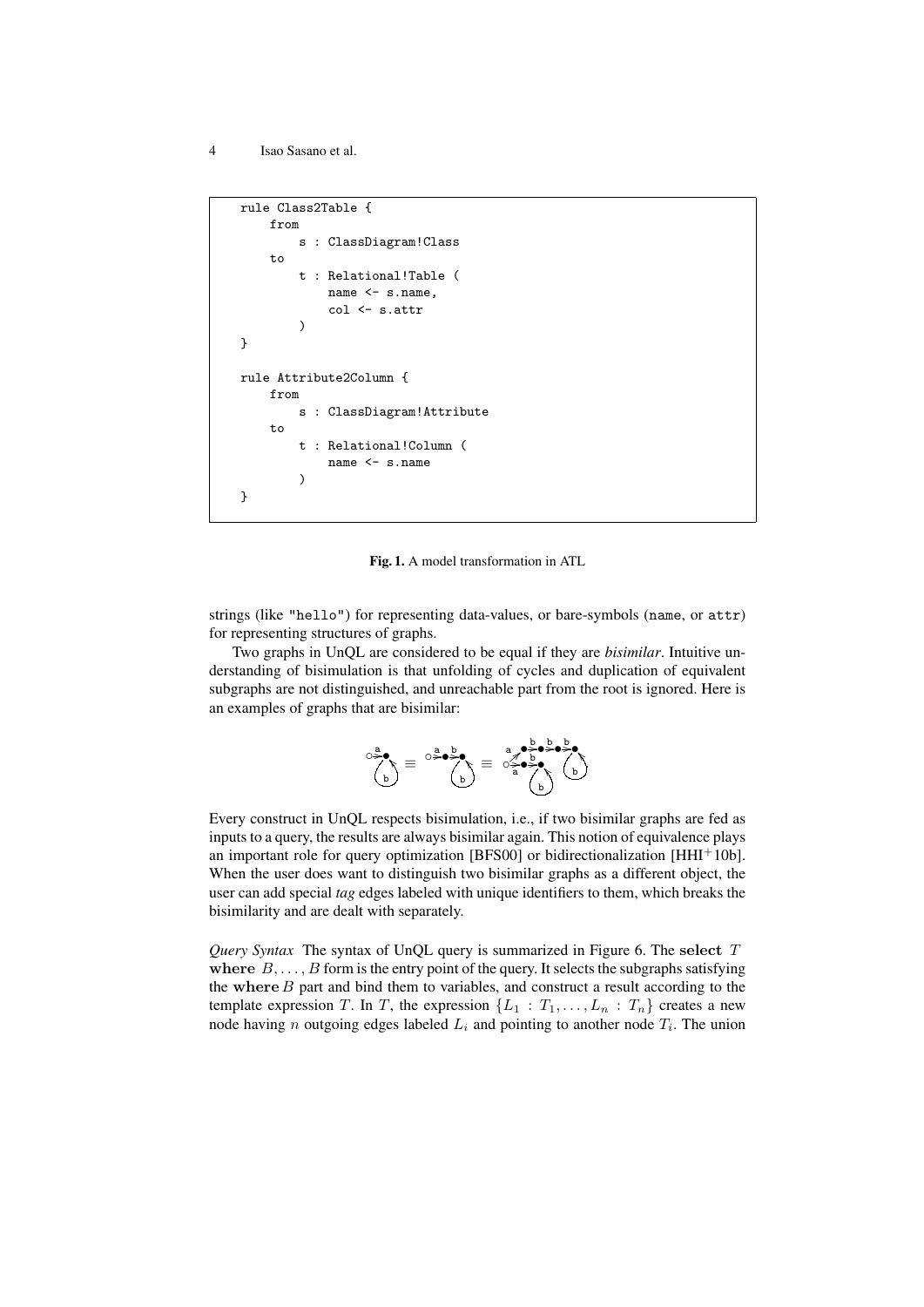```
rule Class2Table {
    from
        s : ClassDiagram!Class
    to
        t : Relational!Table (
            name <- s.name,
            col <- s.attr
        )
}

rule Attribute2Column {
    from
        s : ClassDiagram!Attribute
    to
        t : Relational!Column (
            name <- s.name
        )
}
```

**Fig. 1.** A model transformation in ATL

strings (like "hello") for representing data-values, or bare-symbols (name, or attr) for representing structures of graphs.

Two graphs in UnQL are considered to be equal if they are *bisimilar*. Intuitive understanding of bisimulation is that unfolding of cycles and duplication of equivalent subgraphs are not distinguished, and unreachable part from the root is ignored. Here is an examples of graphs that are bisimilar:

a
b
≡
a b
b
≡
a b b b
b
a
b
b

Every construct in UnQL respects bisimulation, i.e., if two bisimilar graphs are fed as inputs to a query, the results are always bisimilar again. This notion of equivalence plays an important role for query optimization [BFS00] or bidirectionalization [HHI+10b]. When the user does want to distinguish two bisimilar graphs as a different object, the user can add special *tag* edges labeled with unique identifiers to them, which breaks the bisimilarity and are dealt with separately.

*Query Syntax* The syntax of UnQL query is summarized in Figure 6. The **select** $T$ **where** $B, \ldots, B$ form is the entry point of the query. It selects the subgraphs satisfying the **where** $B$ part and bind them to variables, and construct a result according to the template expression $T$. In $T$, the expression $\{L_1 : T_1, \ldots, L_n : T_n\}$ creates a new node having $n$ outgoing edges labeled $L_i$ and pointing to another node $T_i$. The union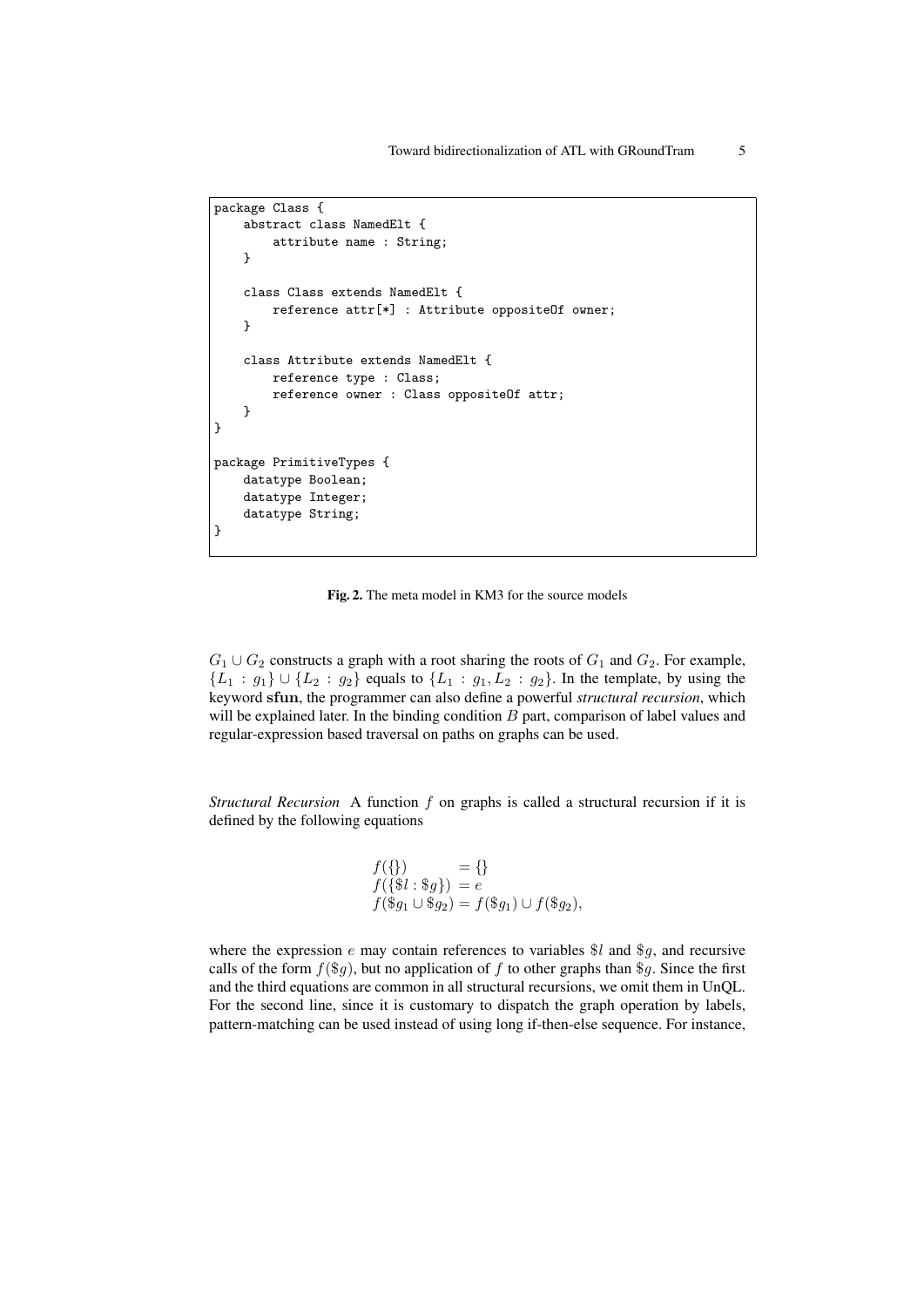```
package Class {
    abstract class NamedElt {
        attribute name : String;
    }

    class Class extends NamedElt {
        reference attr[*] : Attribute oppositeOf owner;
    }

    class Attribute extends NamedElt {
        reference type : Class;
        reference owner : Class oppositeOf attr;
    }
}

package PrimitiveTypes {
    datatype Boolean;
    datatype Integer;
    datatype String;
}
```

**Fig. 2.** The meta model in KM3 for the source models

$G_1 \cup G_2$ constructs a graph with a root sharing the roots of $G_1$ and $G_2$. For example, $\{L_1 : g_1\} \cup \{L_2 : g_2\}$ equals to $\{L_1 : g_1, L_2 : g_2\}$. In the template, by using the keyword **sfun**, the programmer can also define a powerful *structural recursion*, which will be explained later. In the binding condition $B$ part, comparison of label values and regular-expression based traversal on paths on graphs can be used.

*Structural Recursion* A function $f$ on graphs is called a structural recursion if it is defined by the following equations

$$
\begin{aligned}
f(\{\}) &= \{\} \\
f(\{\$l : \$g\}) &= e \\
f(\$g_1 \cup \$g_2) &= f(\$g_1) \cup f(\$g_2),
\end{aligned}
$$

where the expression $e$ may contain references to variables $\$l$ and $\$g$, and recursive calls of the form $f(\$g)$, but no application of $f$ to other graphs than $\$g$. Since the first and the third equations are common in all structural recursions, we omit them in UnQL. For the second line, since it is customary to dispatch the graph operation by labels, pattern-matching can be used instead of using long if-then-else sequence. For instance,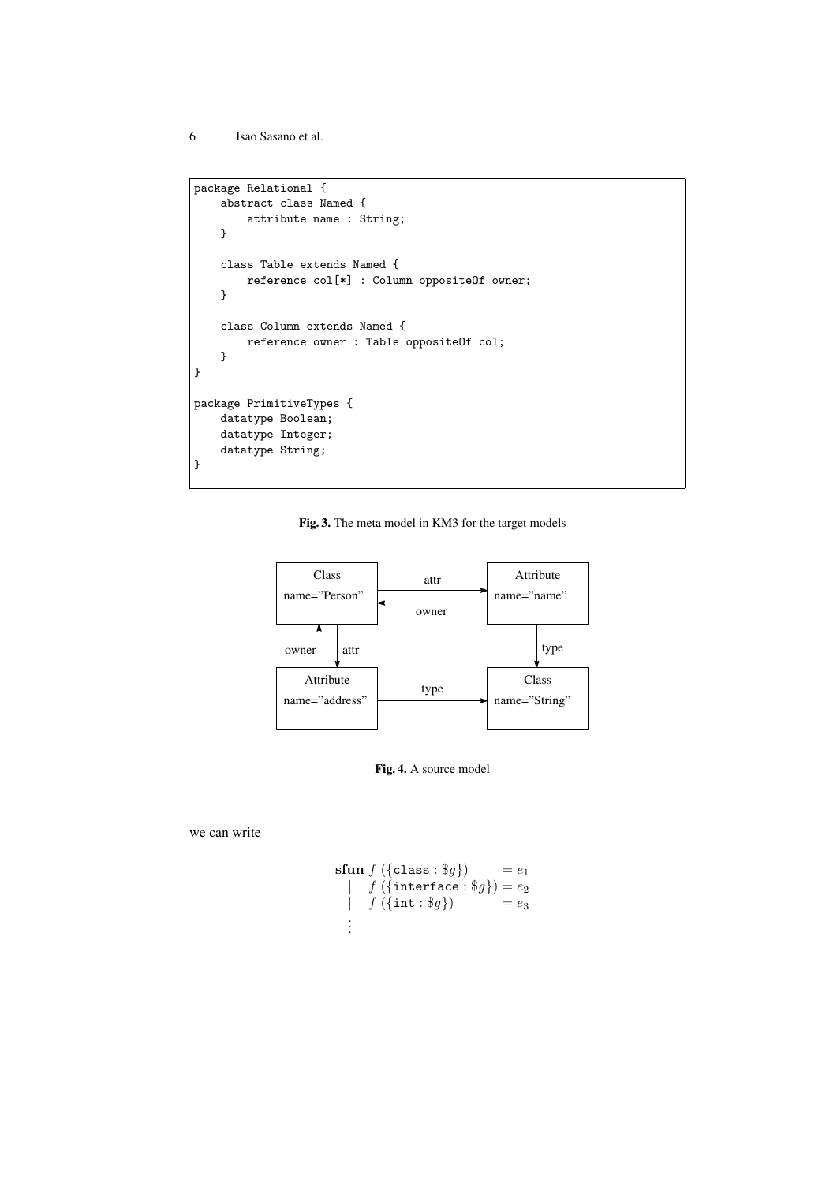```
package Relational {
    abstract class Named {
        attribute name : String;
    }

    class Table extends Named {
        reference col[*] : Column oppositeOf owner;
    }

    class Column extends Named {
        reference owner : Table oppositeOf col;
    }
}

package PrimitiveTypes {
    datatype Boolean;
    datatype Integer;
    datatype String;
}
```

**Fig. 3.** The meta model in KM3 for the target models

Class
name="Person"
attr
owner
Attribute
name="name"
owner
attr
type
Attribute
name="address"
type
Class
name="String"

**Fig. 4.** A source model

we can write

$$
\begin{array}{lll}
\textbf{sfun} & f\ (\{\texttt{class} : \$g\}) & = e_1 \\
\mid & f\ (\{\texttt{interface} : \$g\}) & = e_2 \\
\mid & f\ (\{\texttt{int} : \$g\}) & = e_3 \\
\vdots & &
\end{array}
$$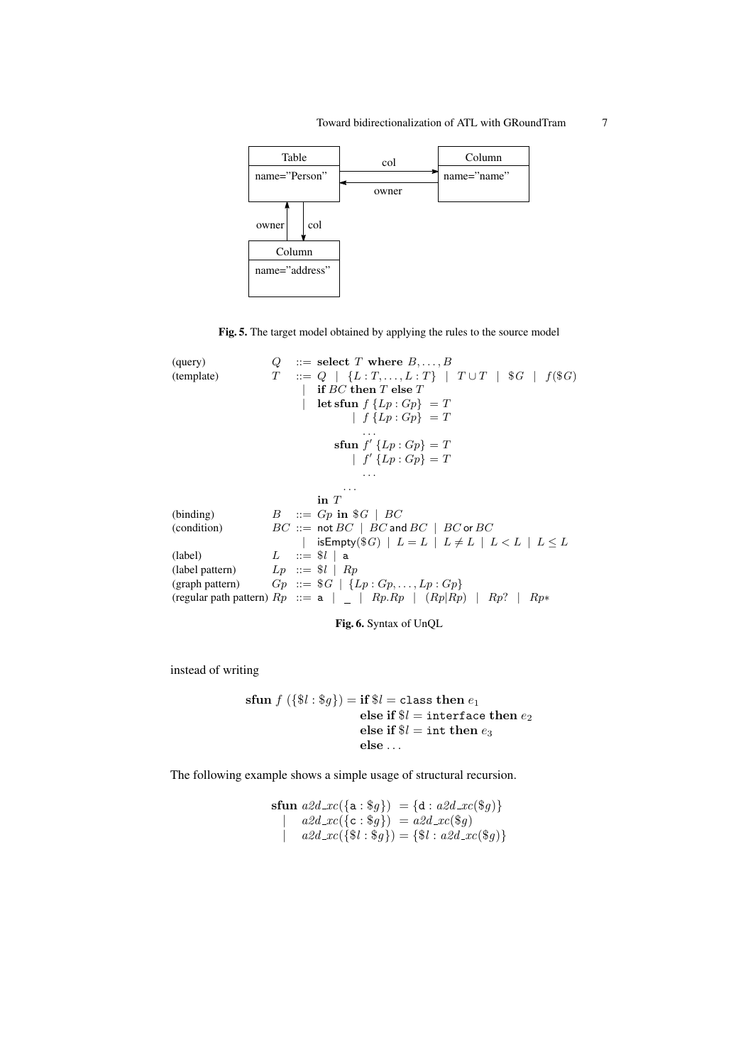Table
name="Person"

col

owner

Column
name="name"

owner

col

Column
name="address"

**Fig. 5.** The target model obtained by applying the rules to the source model

$$
\begin{array}{llcl}
\text{(query)} & Q & ::= & \textbf{select } T \textbf{ where } B, \ldots, B \\
\text{(template)} & T & ::= & Q \mid \{L : T, \ldots, L : T\} \mid T \cup T \mid \$G \mid f(\$G) \\
 & & \mid & \textbf{if } BC \textbf{ then } T \textbf{ else } T \\
 & & \mid & \textbf{let sfun } f\ \{Lp : Gp\} = T \\
 & & & \qquad\quad \mid f\ \{Lp : Gp\} = T \\
 & & & \qquad\qquad \ldots \\
 & & & \quad\ \textbf{sfun } f'\ \{Lp : Gp\} = T \\
 & & & \qquad\quad \mid f'\ \{Lp : Gp\} = T \\
 & & & \qquad\qquad \ldots \\
 & & & \qquad \ldots \\
 & & & \textbf{in } T \\
\text{(binding)} & B & ::= & Gp \textbf{ in } \$G \mid BC \\
\text{(condition)} & BC & ::= & \mathsf{not}\ BC \mid BC \mathsf{\ and\ } BC \mid BC \mathsf{\ or\ } BC \\
 & & \mid & \mathsf{isEmpty}(\$G) \mid L = L \mid L \neq L \mid L < L \mid L \leq L \\
\text{(label)} & L & ::= & \$l \mid \mathtt{a} \\
\text{(label pattern)} & Lp & ::= & \$l \mid Rp \\
\text{(graph pattern)} & Gp & ::= & \$G \mid \{Lp : Gp, \ldots, Lp : Gp\} \\
\text{(regular path pattern)} & Rp & ::= & \mathtt{a} \mid \_ \mid Rp.Rp \mid (Rp|Rp) \mid Rp? \mid Rp*
\end{array}
$$

**Fig. 6.** Syntax of UnQL

instead of writing

$$
\begin{aligned}
\textbf{sfun } f\ (\{\$l : \$g\}) = \ & \textbf{if } \$l = \mathtt{class} \textbf{ then } e_1 \\
& \textbf{else if } \$l = \mathtt{interface} \textbf{ then } e_2 \\
& \textbf{else if } \$l = \mathtt{int} \textbf{ then } e_3 \\
& \textbf{else } \ldots
\end{aligned}
$$

The following example shows a simple usage of structural recursion.

$$
\begin{aligned}
\textbf{sfun } & a2d\_xc(\{\mathtt{a} : \$g\}) \ = \{\mathtt{d} : a2d\_xc(\$g)\} \\
\mid\ \ & a2d\_xc(\{\mathtt{c} : \$g\}) \ = a2d\_xc(\$g) \\
\mid\ \ & a2d\_xc(\{\$l : \$g\}) = \{\$l : a2d\_xc(\$g)\}
\end{aligned}
$$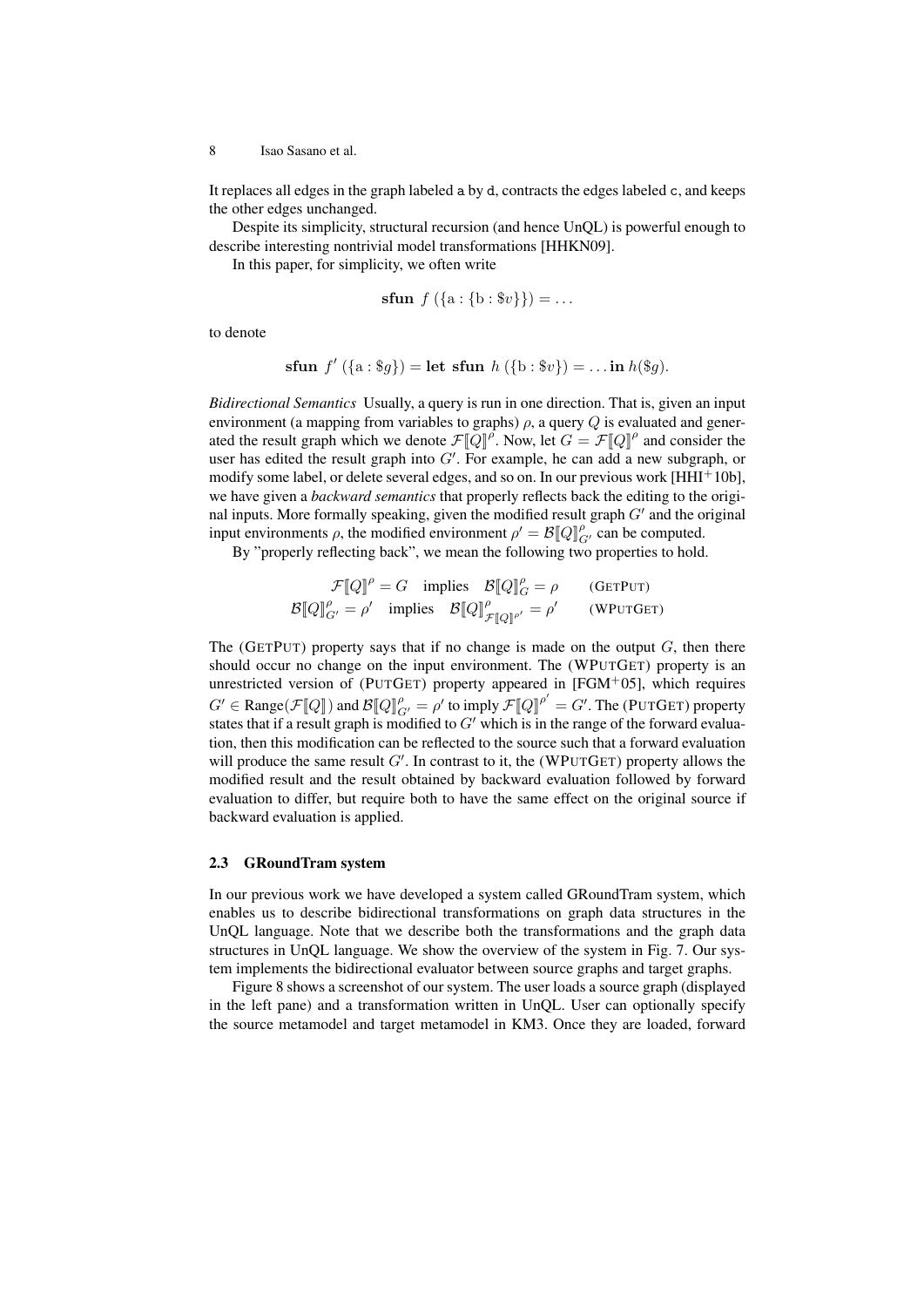It replaces all edges in the graph labeled a by d, contracts the edges labeled c, and keeps the other edges unchanged.

Despite its simplicity, structural recursion (and hence UnQL) is powerful enough to describe interesting nontrivial model transformations [HHKN09].

In this paper, for simplicity, we often write

$$\textbf{sfun}\ f\ (\{\mathrm{a} : \{\mathrm{b} : \$v\}\}) = \ldots$$

to denote

$$\textbf{sfun}\ f'\ (\{\mathrm{a} : \$g\}) = \textbf{let}\ \textbf{sfun}\ h\ (\{\mathrm{b} : \$v\}) = \ldots \textbf{in}\ h(\$g).$$

*Bidirectional Semantics* Usually, a query is run in one direction. That is, given an input environment (a mapping from variables to graphs) $\rho$, a query $Q$ is evaluated and generated the result graph which we denote $\mathcal{F}[\![Q]\!]^{\rho}$. Now, let $G = \mathcal{F}[\![Q]\!]^{\rho}$ and consider the user has edited the result graph into $G'$. For example, he can add a new subgraph, or modify some label, or delete several edges, and so on. In our previous work [HHI+10b], we have given a *backward semantics* that properly reflects back the editing to the original inputs. More formally speaking, given the modified result graph $G'$ and the original input environments $\rho$, the modified environment $\rho' = \mathcal{B}[\![Q]\!]^{\rho}_{G'}$ can be computed.

By "properly reflecting back", we mean the following two properties to hold.

$$\mathcal{F}[\![Q]\!]^{\rho} = G \quad \text{implies} \quad \mathcal{B}[\![Q]\!]^{\rho}_{G} = \rho \qquad \text{(GETPUT)}$$
$$\mathcal{B}[\![Q]\!]^{\rho}_{G'} = \rho' \quad \text{implies} \quad \mathcal{B}[\![Q]\!]^{\rho}_{\mathcal{F}[\![Q]\!]^{\rho'}} = \rho' \qquad \text{(WPUTGET)}$$

The (GETPUT) property says that if no change is made on the output $G$, then there should occur no change on the input environment. The (WPUTGET) property is an unrestricted version of (PUTGET) property appeared in [FGM+05], which requires $G' \in \text{Range}(\mathcal{F}[\![Q]\!])$ and $\mathcal{B}[\![Q]\!]^{\rho}_{G'} = \rho'$ to imply $\mathcal{F}[\![Q]\!]^{\rho'} = G'$. The (PUTGET) property states that if a result graph is modified to $G'$ which is in the range of the forward evaluation, then this modification can be reflected to the source such that a forward evaluation will produce the same result $G'$. In contrast to it, the (WPUTGET) property allows the modified result and the result obtained by backward evaluation followed by forward evaluation to differ, but require both to have the same effect on the original source if backward evaluation is applied.

### 2.3 GRoundTram system

In our previous work we have developed a system called GRoundTram system, which enables us to describe bidirectional transformations on graph data structures in the UnQL language. Note that we describe both the transformations and the graph data structures in UnQL language. We show the overview of the system in Fig. 7. Our system implements the bidirectional evaluator between source graphs and target graphs.

Figure 8 shows a screenshot of our system. The user loads a source graph (displayed in the left pane) and a transformation written in UnQL. User can optionally specify the source metamodel and target metamodel in KM3. Once they are loaded, forward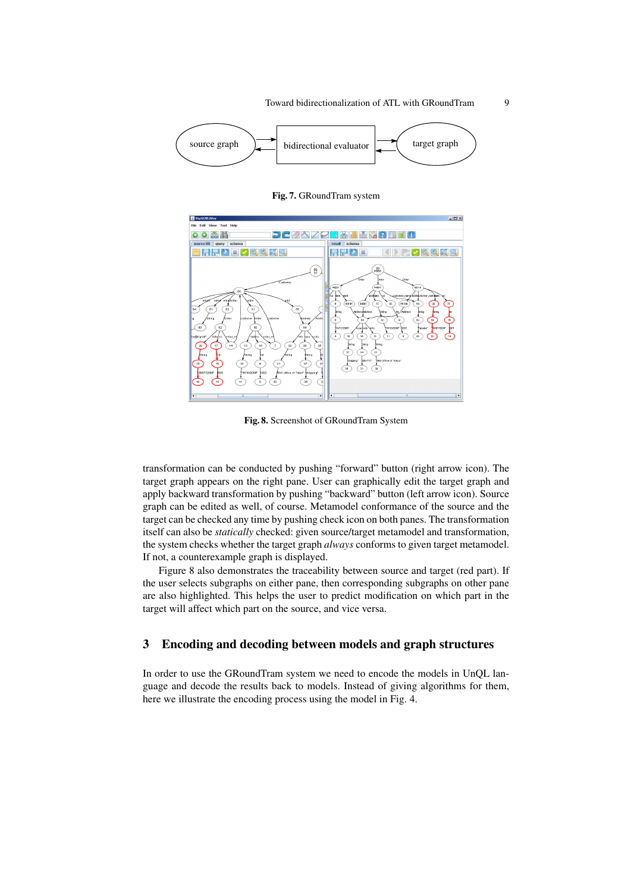source graph

bidirectional evaluator

target graph

**Fig. 7.** GRoundTram system

**Fig. 8.** Screenshot of GRoundTram System

transformation can be conducted by pushing “forward” button (right arrow icon). The target graph appears on the right pane. User can graphically edit the target graph and apply backward transformation by pushing “backward” button (left arrow icon). Source graph can be edited as well, of course. Metamodel conformance of the source and the target can be checked any time by pushing check icon on both panes. The transformation itself can also be *statically* checked: given source/target metamodel and transformation, the system checks whether the target graph *always* conforms to given target metamodel. If not, a counterexample graph is displayed.

Figure 8 also demonstrates the traceability between source and target (red part). If the user selects subgraphs on either pane, then corresponding subgraphs on other pane are also highlighted. This helps the user to predict modification on which part in the target will affect which part on the source, and vice versa.

## 3 Encoding and decoding between models and graph structures

In order to use the GRoundTram system we need to encode the models in UnQL language and decode the results back to models. Instead of giving algorithms for them, here we illustrate the encoding process using the model in Fig. 4.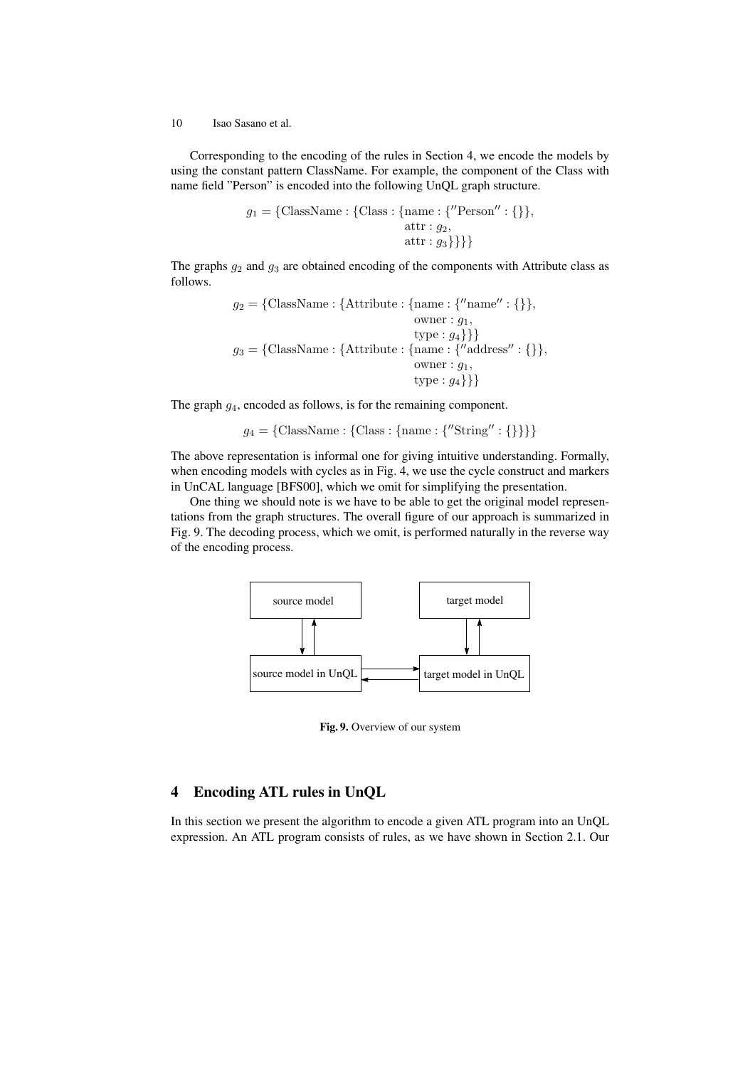Corresponding to the encoding of the rules in Section 4, we encode the models by using the constant pattern ClassName. For example, the component of the Class with name field "Person" is encoded into the following UnQL graph structure.

$$
\begin{aligned}
g_1 = \{\text{ClassName} : \{\text{Class} : \{&\text{name} : \{''\text{Person}'' : \{\}\},\\
&\text{attr} : g_2,\\
&\text{attr} : g_3\}\}\}
\end{aligned}
$$

The graphs $g_2$ and $g_3$ are obtained encoding of the components with Attribute class as follows.

$$
\begin{aligned}
g_2 = \{\text{ClassName} : \{\text{Attribute} : \{&\text{name} : \{''\text{name}'' : \{\}\},\\
&\text{owner} : g_1,\\
&\text{type} : g_4\}\}\}\\
g_3 = \{\text{ClassName} : \{\text{Attribute} : \{&\text{name} : \{''\text{address}'' : \{\}\},\\
&\text{owner} : g_1,\\
&\text{type} : g_4\}\}\}
\end{aligned}
$$

The graph $g_4$, encoded as follows, is for the remaining component.

$$
g_4 = \{\text{ClassName} : \{\text{Class} : \{\text{name} : \{''\text{String}'' : \{\}\}\}\}\}
$$

The above representation is informal one for giving intuitive understanding. Formally, when encoding models with cycles as in Fig. 4, we use the cycle construct and markers in UnCAL language [BFS00], which we omit for simplifying the presentation.

One thing we should note is we have to be able to get the original model representations from the graph structures. The overall figure of our approach is summarized in Fig. 9. The decoding process, which we omit, is performed naturally in the reverse way of the encoding process.

source model

target model

source model in UnQL

target model in UnQL

**Fig. 9.** Overview of our system

## 4 Encoding ATL rules in UnQL

In this section we present the algorithm to encode a given ATL program into an UnQL expression. An ATL program consists of rules, as we have shown in Section 2.1. Our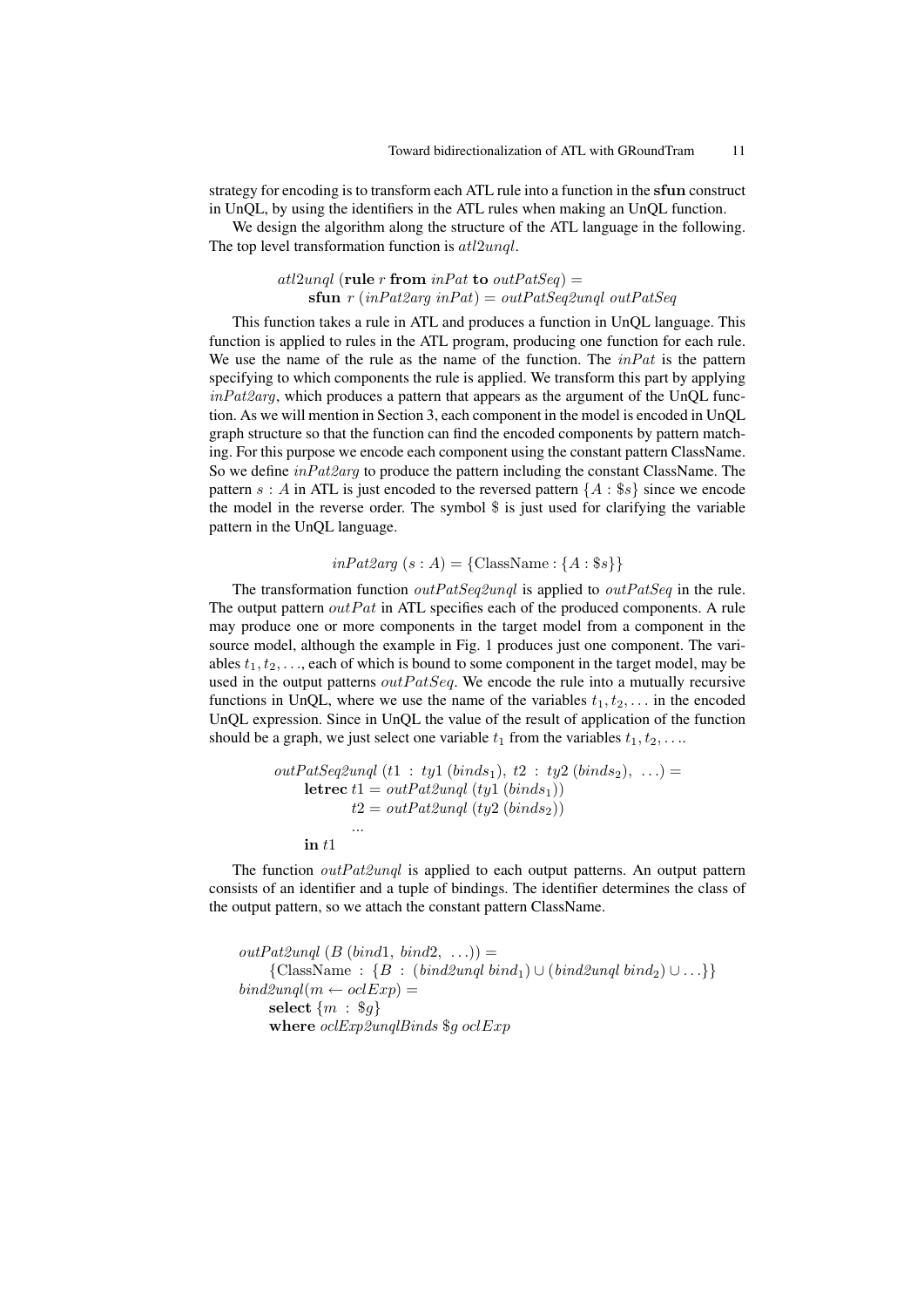strategy for encoding is to transform each ATL rule into a function in the **sfun** construct in UnQL, by using the identifiers in the ATL rules when making an UnQL function.

We design the algorithm along the structure of the ATL language in the following. The top level transformation function is $atl2unql$.

$$
\begin{aligned}
&atl2unql\ (\textbf{rule}\ r\ \textbf{from}\ inPat\ \textbf{to}\ outPatSeq) = \\
&\quad \textbf{sfun}\ r\ (inPat2arg\ inPat) = outPatSeq2unql\ outPatSeq
\end{aligned}
$$

This function takes a rule in ATL and produces a function in UnQL language. This function is applied to rules in the ATL program, producing one function for each rule. We use the name of the rule as the name of the function. The $inPat$ is the pattern specifying to which components the rule is applied. We transform this part by applying $inPat2arg$, which produces a pattern that appears as the argument of the UnQL function. As we will mention in Section 3, each component in the model is encoded in UnQL graph structure so that the function can find the encoded components by pattern matching. For this purpose we encode each component using the constant pattern ClassName. So we define $inPat2arg$ to produce the pattern including the constant ClassName. The pattern $s : A$ in ATL is just encoded to the reversed pattern $\{A : \$s\}$ since we encode the model in the reverse order. The symbol \$ is just used for clarifying the variable pattern in the UnQL language.

$$
inPat2arg\ (s : A) = \{\text{ClassName} : \{A : \$s\}\}
$$

The transformation function $outPatSeq2unql$ is applied to $outPatSeq$ in the rule. The output pattern $outPat$ in ATL specifies each of the produced components. A rule may produce one or more components in the target model from a component in the source model, although the example in Fig. 1 produces just one component. The variables $t_1, t_2, \ldots$, each of which is bound to some component in the target model, may be used in the output patterns $outPatSeq$. We encode the rule into a mutually recursive functions in UnQL, where we use the name of the variables $t_1, t_2, \ldots$ in the encoded UnQL expression. Since in UnQL the value of the result of application of the function should be a graph, we just select one variable $t_1$ from the variables $t_1, t_2, \ldots$.

$$
\begin{aligned}
&outPatSeq2unql\ (t1\ :\ ty1\ (binds_1),\ t2\ :\ ty2\ (binds_2),\ \ldots) = \\
&\quad \textbf{letrec}\ t1 = outPat2unql\ (ty1\ (binds_1)) \\
&\quad \phantom{\textbf{letrec}\ } t2 = outPat2unql\ (ty2\ (binds_2)) \\
&\quad \phantom{\textbf{letrec}\ } \ldots \\
&\quad \textbf{in}\ t1
\end{aligned}
$$

The function $outPat2unql$ is applied to each output patterns. An output pattern consists of an identifier and a tuple of bindings. The identifier determines the class of the output pattern, so we attach the constant pattern ClassName.

$$
\begin{aligned}
&outPat2unql\ (B\ (bind1,\ bind2,\ \ldots)) = \\
&\quad \{\text{ClassName}\ :\ \{B\ :\ (bind2unql\ bind_1) \cup (bind2unql\ bind_2) \cup \ldots\}\} \\
&bind2unql(m \leftarrow oclExp) = \\
&\quad \textbf{select}\ \{m\ :\ \$g\} \\
&\quad \textbf{where}\ oclExp2unqlBinds\ \$g\ oclExp
\end{aligned}
$$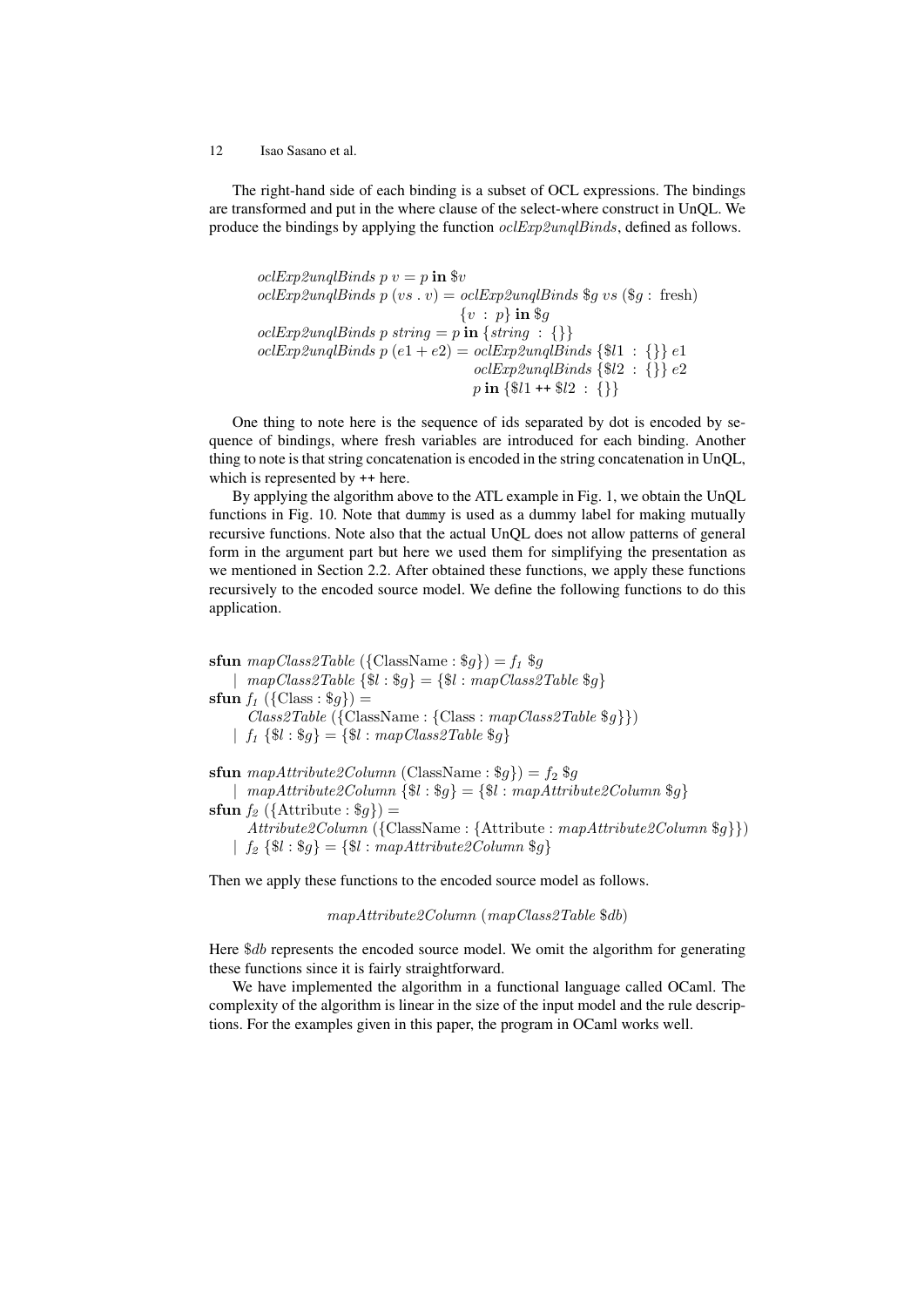The right-hand side of each binding is a subset of OCL expressions. The bindings are transformed and put in the where clause of the select-where construct in UnQL. We produce the bindings by applying the function *oclExp2unqlBinds*, defined as follows.

$$
\begin{aligned}
&\mathit{oclExp2unqlBinds}\ p\ v = p\ \mathbf{in}\ \$v \\
&\mathit{oclExp2unqlBinds}\ p\ (vs\ .\ v) = \mathit{oclExp2unqlBinds}\ \$g\ vs\ (\$g:\ \text{fresh}) \\
&\qquad\qquad\qquad\qquad\qquad\qquad\ \{v\ :\ p\}\ \mathbf{in}\ \$g \\
&\mathit{oclExp2unqlBinds}\ p\ \mathit{string} = p\ \mathbf{in}\ \{\mathit{string}\ :\ \{\}\} \\
&\mathit{oclExp2unqlBinds}\ p\ (e1 + e2) = \mathit{oclExp2unqlBinds}\ \{\$l1\ :\ \{\}\}\ e1 \\
&\qquad\qquad\qquad\qquad\qquad\qquad\quad \mathit{oclExp2unqlBinds}\ \{\$l2\ :\ \{\}\}\ e2 \\
&\qquad\qquad\qquad\qquad\qquad\qquad\quad p\ \mathbf{in}\ \{\$l1\ \texttt{++}\ \$l2\ :\ \{\}\}
\end{aligned}
$$

One thing to note here is the sequence of ids separated by dot is encoded by sequence of bindings, where fresh variables are introduced for each binding. Another thing to note is that string concatenation is encoded in the string concatenation in UnQL, which is represented by ++ here.

By applying the algorithm above to the ATL example in Fig. 1, we obtain the UnQL functions in Fig. 10. Note that `dummy` is used as a dummy label for making mutually recursive functions. Note also that the actual UnQL does not allow patterns of general form in the argument part but here we used them for simplifying the presentation as we mentioned in Section 2.2. After obtained these functions, we apply these functions recursively to the encoded source model. We define the following functions to do this application.

$$
\begin{aligned}
&\mathbf{sfun}\ \mathit{mapClass2Table}\ (\{\text{ClassName} : \$g\}) = f_1\ \$g \\
&\quad |\ \mathit{mapClass2Table}\ \{\$l : \$g\} = \{\$l : \mathit{mapClass2Table}\ \$g\} \\
&\mathbf{sfun}\ f_1\ (\{\text{Class} : \$g\}) = \\
&\qquad \mathit{Class2Table}\ (\{\text{ClassName} : \{\text{Class} : \mathit{mapClass2Table}\ \$g\}\}) \\
&\quad |\ f_1\ \{\$l : \$g\} = \{\$l : \mathit{mapClass2Table}\ \$g\} \\
\\
&\mathbf{sfun}\ \mathit{mapAttribute2Column}\ (\text{ClassName} : \$g\}) = f_2\ \$g \\
&\quad |\ \mathit{mapAttribute2Column}\ \{\$l : \$g\} = \{\$l : \mathit{mapAttribute2Column}\ \$g\} \\
&\mathbf{sfun}\ f_2\ (\{\text{Attribute} : \$g\}) = \\
&\qquad \mathit{Attribute2Column}\ (\{\text{ClassName} : \{\text{Attribute} : \mathit{mapAttribute2Column}\ \$g\}\}) \\
&\quad |\ f_2\ \{\$l : \$g\} = \{\$l : \mathit{mapAttribute2Column}\ \$g\}
\end{aligned}
$$

Then we apply these functions to the encoded source model as follows.

$$\mathit{mapAttribute2Column}\ (\mathit{mapClass2Table}\ \$db)$$

Here $\$db$ represents the encoded source model. We omit the algorithm for generating these functions since it is fairly straightforward.

We have implemented the algorithm in a functional language called OCaml. The complexity of the algorithm is linear in the size of the input model and the rule descriptions. For the examples given in this paper, the program in OCaml works well.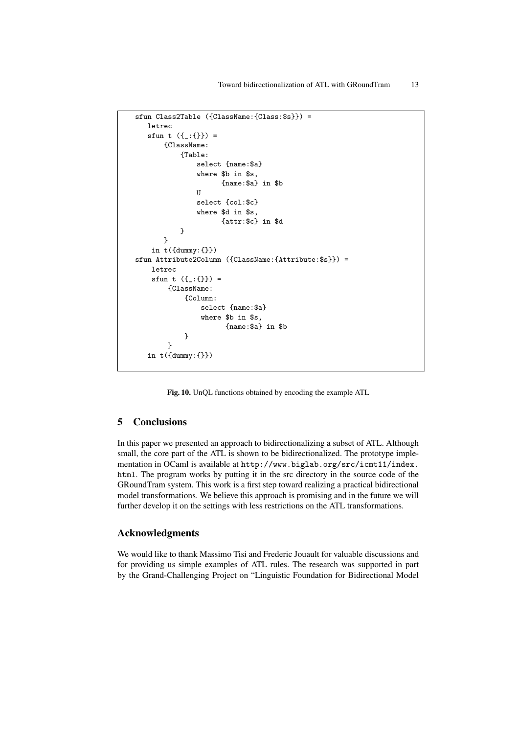```
sfun Class2Table ({ClassName:{Class:$s}}) =
   letrec
   sfun t ({_:{}}) =
       {ClassName:
           {Table:
               select {name:$a}
               where $b in $s,
                     {name:$a} in $b
               U
               select {col:$c}
               where $d in $s,
                     {attr:$c} in $d
           }
       }
    in t({dummy:{}})
sfun Attribute2Column ({ClassName:{Attribute:$s}}) =
    letrec
    sfun t ({_:{}}) =
        {ClassName:
            {Column:
                select {name:$a}
                where $b in $s,
                      {name:$a} in $b
            }
        }
   in t({dummy:{}})
```

**Fig. 10.** UnQL functions obtained by encoding the example ATL

## 5 Conclusions

In this paper we presented an approach to bidirectionalizing a subset of ATL. Although small, the core part of the ATL is shown to be bidirectionalized. The prototype implementation in OCaml is available at `http://www.biglab.org/src/icmt11/index.html`. The program works by putting it in the src directory in the source code of the GRoundTram system. This work is a first step toward realizing a practical bidirectional model transformations. We believe this approach is promising and in the future we will further develop it on the settings with less restrictions on the ATL transformations.

## Acknowledgments

We would like to thank Massimo Tisi and Frederic Jouault for valuable discussions and for providing us simple examples of ATL rules. The research was supported in part by the Grand-Challenging Project on "Linguistic Foundation for Bidirectional Model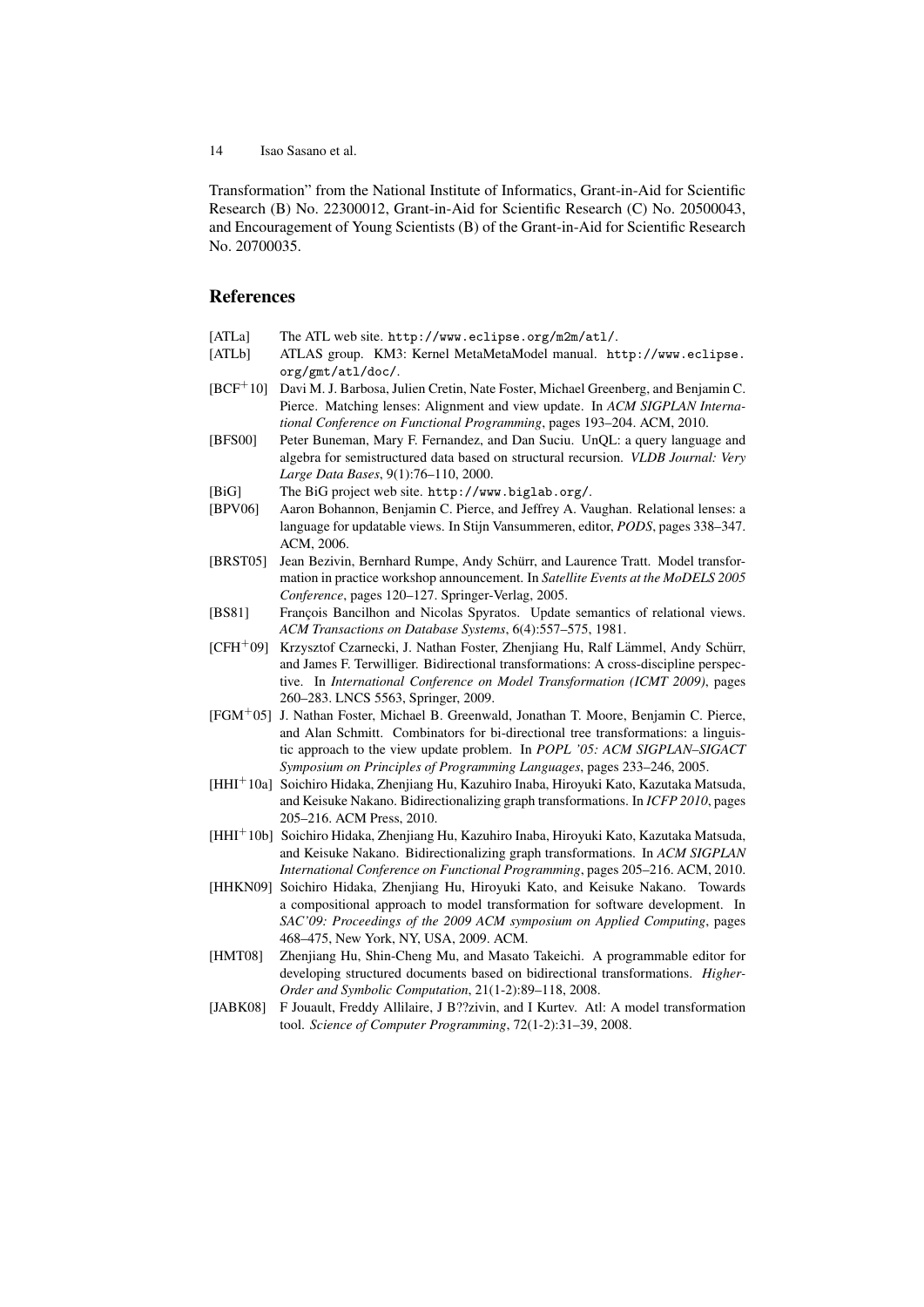Transformation" from the National Institute of Informatics, Grant-in-Aid for Scientific Research (B) No. 22300012, Grant-in-Aid for Scientific Research (C) No. 20500043, and Encouragement of Young Scientists (B) of the Grant-in-Aid for Scientific Research No. 20700035.

## References

[ATLa] The ATL web site. http://www.eclipse.org/m2m/atl/.

[ATLb] ATLAS group. KM3: Kernel MetaMetaModel manual. http://www.eclipse.org/gmt/atl/doc/.

[BCF+10] Davi M. J. Barbosa, Julien Cretin, Nate Foster, Michael Greenberg, and Benjamin C. Pierce. Matching lenses: Alignment and view update. In *ACM SIGPLAN International Conference on Functional Programming*, pages 193–204. ACM, 2010.

[BFS00] Peter Buneman, Mary F. Fernandez, and Dan Suciu. UnQL: a query language and algebra for semistructured data based on structural recursion. *VLDB Journal: Very Large Data Bases*, 9(1):76–110, 2000.

[BiG] The BiG project web site. http://www.biglab.org/.

[BPV06] Aaron Bohannon, Benjamin C. Pierce, and Jeffrey A. Vaughan. Relational lenses: a language for updatable views. In Stijn Vansummeren, editor, *PODS*, pages 338–347. ACM, 2006.

[BRST05] Jean Bezivin, Bernhard Rumpe, Andy Schürr, and Laurence Tratt. Model transformation in practice workshop announcement. In *Satellite Events at the MoDELS 2005 Conference*, pages 120–127. Springer-Verlag, 2005.

[BS81] François Bancilhon and Nicolas Spyratos. Update semantics of relational views. *ACM Transactions on Database Systems*, 6(4):557–575, 1981.

[CFH+09] Krzysztof Czarnecki, J. Nathan Foster, Zhenjiang Hu, Ralf Lämmel, Andy Schürr, and James F. Terwilliger. Bidirectional transformations: A cross-discipline perspective. In *International Conference on Model Transformation (ICMT 2009)*, pages 260–283. LNCS 5563, Springer, 2009.

[FGM+05] J. Nathan Foster, Michael B. Greenwald, Jonathan T. Moore, Benjamin C. Pierce, and Alan Schmitt. Combinators for bi-directional tree transformations: a linguistic approach to the view update problem. In *POPL '05: ACM SIGPLAN–SIGACT Symposium on Principles of Programming Languages*, pages 233–246, 2005.

[HHI+10a] Soichiro Hidaka, Zhenjiang Hu, Kazuhiro Inaba, Hiroyuki Kato, Kazutaka Matsuda, and Keisuke Nakano. Bidirectionalizing graph transformations. In *ICFP 2010*, pages 205–216. ACM Press, 2010.

[HHI+10b] Soichiro Hidaka, Zhenjiang Hu, Kazuhiro Inaba, Hiroyuki Kato, Kazutaka Matsuda, and Keisuke Nakano. Bidirectionalizing graph transformations. In *ACM SIGPLAN International Conference on Functional Programming*, pages 205–216. ACM, 2010.

[HHKN09] Soichiro Hidaka, Zhenjiang Hu, Hiroyuki Kato, and Keisuke Nakano. Towards a compositional approach to model transformation for software development. In *SAC'09: Proceedings of the 2009 ACM symposium on Applied Computing*, pages 468–475, New York, NY, USA, 2009. ACM.

[HMT08] Zhenjiang Hu, Shin-Cheng Mu, and Masato Takeichi. A programmable editor for developing structured documents based on bidirectional transformations. *Higher-Order and Symbolic Computation*, 21(1-2):89–118, 2008.

[JABK08] F Jouault, Freddy Allilaire, J B??zivin, and I Kurtev. Atl: A model transformation tool. *Science of Computer Programming*, 72(1-2):31–39, 2008.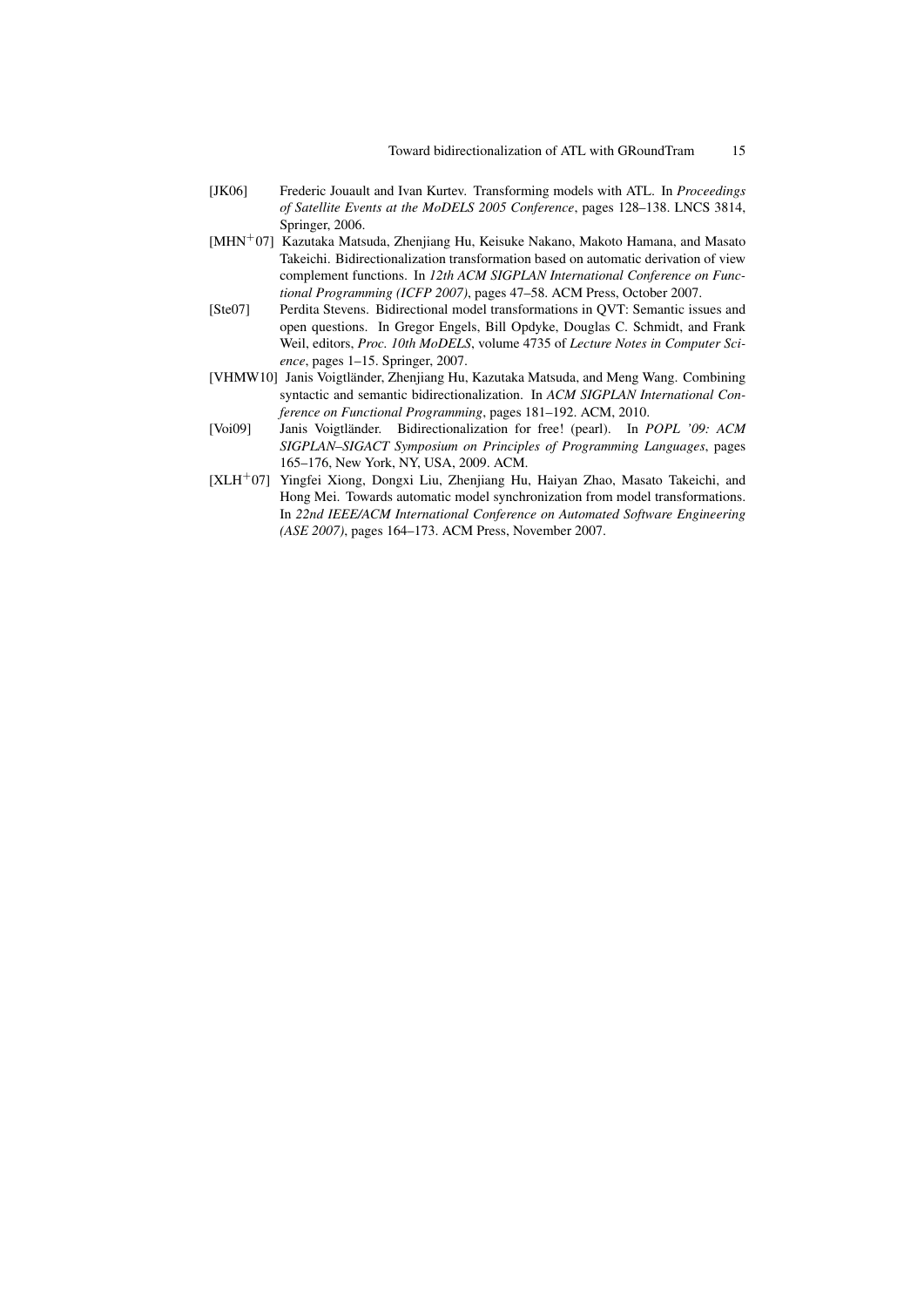[JK06] Frederic Jouault and Ivan Kurtev. Transforming models with ATL. In *Proceedings of Satellite Events at the MoDELS 2005 Conference*, pages 128–138. LNCS 3814, Springer, 2006.

[MHN+07] Kazutaka Matsuda, Zhenjiang Hu, Keisuke Nakano, Makoto Hamana, and Masato Takeichi. Bidirectionalization transformation based on automatic derivation of view complement functions. In *12th ACM SIGPLAN International Conference on Functional Programming (ICFP 2007)*, pages 47–58. ACM Press, October 2007.

[Ste07] Perdita Stevens. Bidirectional model transformations in QVT: Semantic issues and open questions. In Gregor Engels, Bill Opdyke, Douglas C. Schmidt, and Frank Weil, editors, *Proc. 10th MoDELS*, volume 4735 of *Lecture Notes in Computer Science*, pages 1–15. Springer, 2007.

[VHMW10] Janis Voigtländer, Zhenjiang Hu, Kazutaka Matsuda, and Meng Wang. Combining syntactic and semantic bidirectionalization. In *ACM SIGPLAN International Conference on Functional Programming*, pages 181–192. ACM, 2010.

[Voi09] Janis Voigtländer. Bidirectionalization for free! (pearl). In *POPL '09: ACM SIGPLAN–SIGACT Symposium on Principles of Programming Languages*, pages 165–176, New York, NY, USA, 2009. ACM.

[XLH+07] Yingfei Xiong, Dongxi Liu, Zhenjiang Hu, Haiyan Zhao, Masato Takeichi, and Hong Mei. Towards automatic model synchronization from model transformations. In *22nd IEEE/ACM International Conference on Automated Software Engineering (ASE 2007)*, pages 164–173. ACM Press, November 2007.